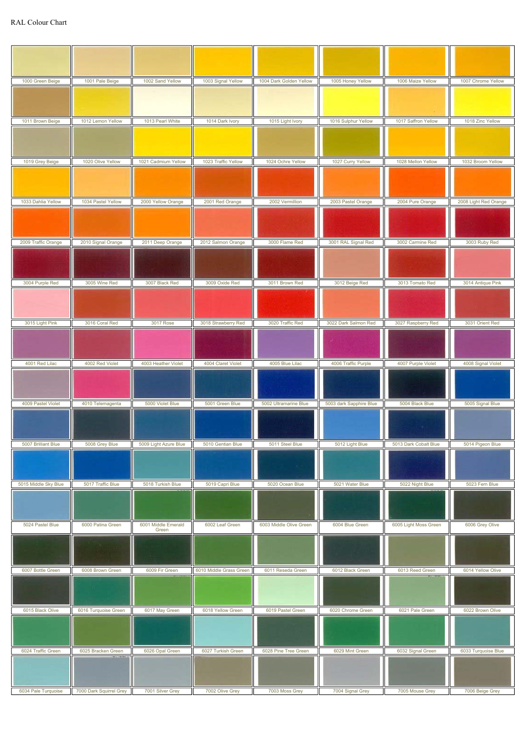RAL Colour Chart

| | | | | | | | |
|---|---|---|---|---|---|---|---|
| 1000 Green Beige | 1001 Pale Beige | 1002 Sand Yellow | 1003 Signal Yellow | 1004 Dark Golden Yellow | 1005 Honey Yellow | 1006 Maize Yellow | 1007 Chrome Yellow |
| 1011 Brown Beige | 1012 Lemon Yellow | 1013 Pearl White | 1014 Dark Ivory | 1015 Light Ivory | 1016 Sulphur Yellow | 1017 Saffron Yellow | 1018 Zinc Yellow |
| 1019 Grey Beige | 1020 Olive Yellow | 1021 Cadmium Yellow | 1023 Traffic Yellow | 1024 Ochre Yellow | 1027 Curry Yellow | 1028 Mellon Yellow | 1032 Broom Yellow |
| 1033 Dahlia Yellow | 1034 Pastel Yellow | 2000 Yellow Orange | 2001 Red Orange | 2002 Vermillion | 2003 Pastel Orange | 2004 Pure Orange | 2008 Light Red Orange |
| 2009 Traffic Orange | 2010 Signal Orange | 2011 Deep Orange | 2012 Salmon Orange | 3000 Flame Red | 3001 RAL Signal Red | 3002 Carmine Red | 3003 Ruby Red |
| 3004 Purple Red | 3005 Wine Red | 3007 Black Red | 3009 Oxide Red | 3011 Brown Red | 3012 Beige Red | 3013 Tomato Red | 3014 Antique Pink |
| 3015 Light Pink | 3016 Coral Red | 3017 Rose | 3018 Strawberry Red | 3020 Traffic Red | 3022 Dark Salmon Red | 3027 Raspberry Red | 3031 Orient Red |
| 4001 Red Lilac | 4002 Red Violet | 4003 Heather Violet | 4004 Claret Violet | 4005 Blue Lilac | 4006 Traffic Purple | 4007 Purple Violet | 4008 Signal Violet |
| 4009 Pastel Violet | 4010 Telemagenta | 5000 Violet Blue | 5001 Green Blue | 5002 Ultramarine Blue | 5003 dark Sapphire Blue | 5004 Black Blue | 5005 Signal Blue |
| 5007 Brilliant Blue | 5008 Grey Blue | 5009 Light Azure Blue | 5010 Gentian Blue | 5011 Steel Blue | 5012 Light Blue | 5013 Dark Cobalt Blue | 5014 Pigeon Blue |
| 5015 Middle Sky Blue | 5017 Traffic Blue | 5018 Turkish Blue | 5019 Capri Blue | 5020 Ocean Blue | 5021 Water Blue | 5022 Night Blue | 5023 Fern Blue |
| 5024 Pastel Blue | 6000 Patina Green | 6001 Middle Emerald Green | 6002 Leaf Green | 6003 Middle Olive Green | 6004 Blue Green | 6005 Light Moss Green | 6006 Grey Olive |
| 6007 Bottle Green | 6008 Brown Green | 6009 Fir Green | 6010 Middle Grass Green | 6011 Reseda Green | 6012 Black Green | 6013 Reed Green | 6014 Yellow Olive |
| 6015 Black Olive | 6016 Turquoise Green | 6017 May Green | 6018 Yellow Green | 6019 Pastel Green | 6020 Chrome Green | 6021 Pale Green | 6022 Brown Olive |
| 6024 Traffic Green | 6025 Bracken Green | 6026 Opal Green | 6027 Turkish Green | 6028 Pine Tree Green | 6029 Mint Green | 6032 Signal Green | 6033 Turquoise Blue |
| 6034 Pale Turquoise | 7000 Dark Squirrel Grey | 7001 Silver Grey | 7002 Olive Grey | 7003 Moss Grey | 7004 Signal Grey | 7005 Mouse Grey | 7006 Beige Grey |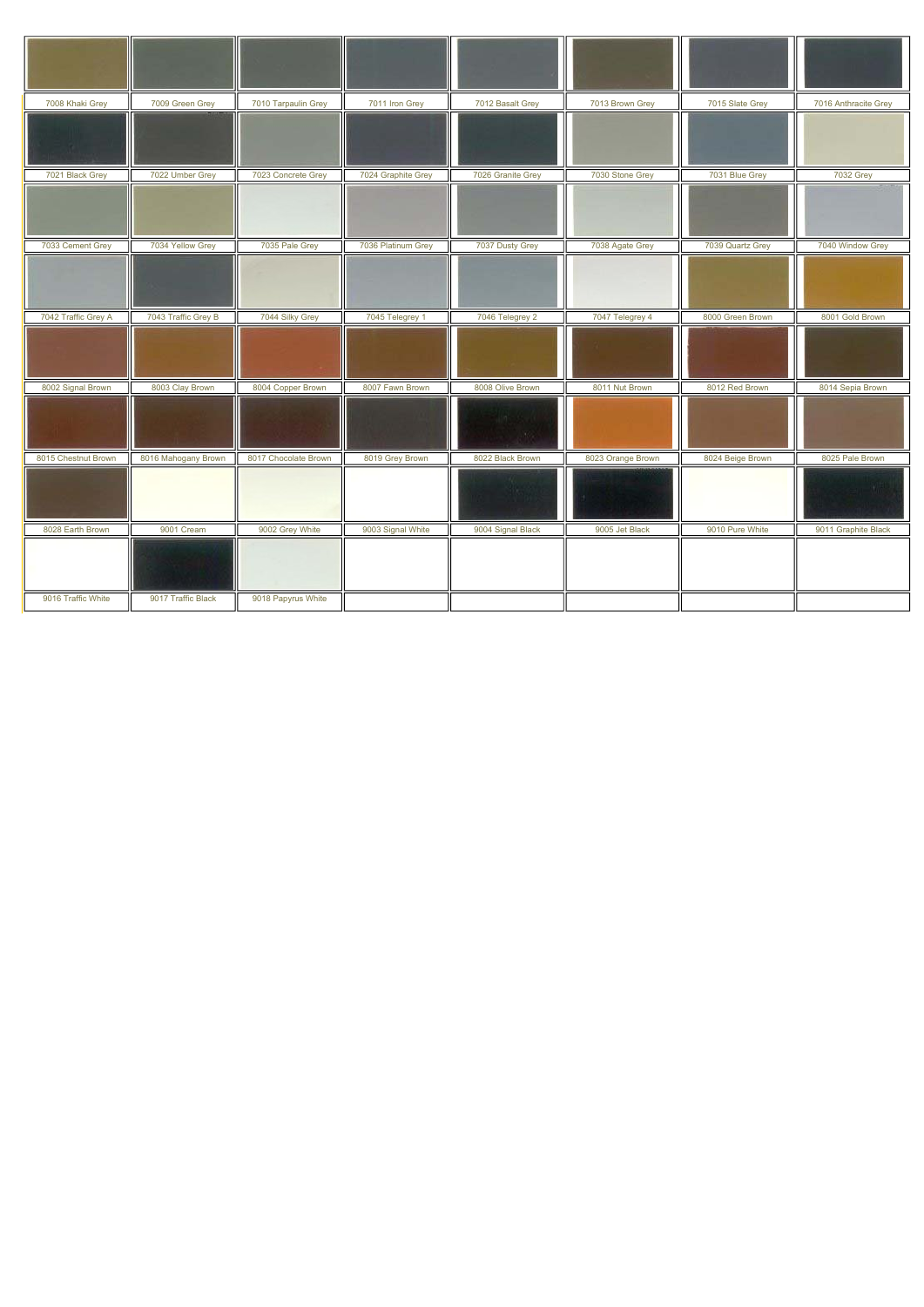| | | | | | | | |
|---|---|---|---|---|---|---|---|
| 7008 Khaki Grey | 7009 Green Grey | 7010 Tarpaulin Grey | 7011 Iron Grey | 7012 Basalt Grey | 7013 Brown Grey | 7015 Slate Grey | 7016 Anthracite Grey |
| 7021 Black Grey | 7022 Umber Grey | 7023 Concrete Grey | 7024 Graphite Grey | 7026 Granite Grey | 7030 Stone Grey | 7031 Blue Grey | 7032 Grey |
| 7033 Cement Grey | 7034 Yellow Grey | 7035 Pale Grey | 7036 Platinum Grey | 7037 Dusty Grey | 7038 Agate Grey | 7039 Quartz Grey | 7040 Window Grey |
| 7042 Traffic Grey A | 7043 Traffic Grey B | 7044 Silky Grey | 7045 Telegrey 1 | 7046 Telegrey 2 | 7047 Telegrey 4 | 8000 Green Brown | 8001 Gold Brown |
| 8002 Signal Brown | 8003 Clay Brown | 8004 Copper Brown | 8007 Fawn Brown | 8008 Olive Brown | 8011 Nut Brown | 8012 Red Brown | 8014 Sepia Brown |
| 8015 Chestnut Brown | 8016 Mahogany Brown | 8017 Chocolate Brown | 8019 Grey Brown | 8022 Black Brown | 8023 Orange Brown | 8024 Beige Brown | 8025 Pale Brown |
| 8028 Earth Brown | 9001 Cream | 9002 Grey White | 9003 Signal White | 9004 Signal Black | 9005 Jet Black | 9010 Pure White | 9011 Graphite Black |
| 9016 Traffic White | 9017 Traffic Black | 9018 Papyrus White | | | | | |